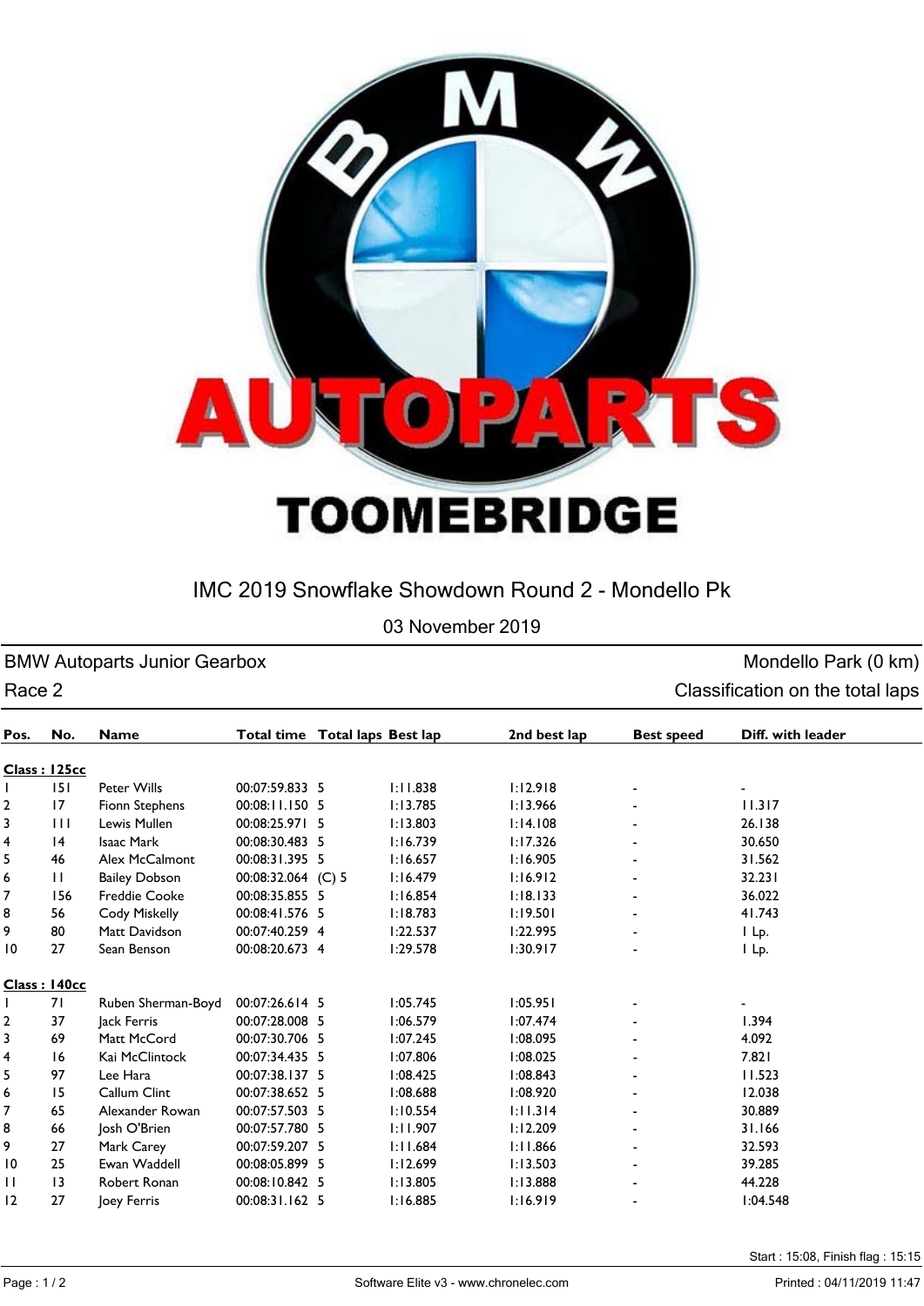AUTOPARTS

TOOMEBRIDGE

# IMC 2019 Snowflake Showdown Round 2 - Mondello Pk

03 November 2019

**BMW Autoparts Junior Gearbox** — Mondello Park (0 km)

**Race 2** — Classification on the total laps

| Pos. | No. | Name | Total time | Total laps | Best lap | 2nd best lap | Best speed | Diff. with leader |
|---|---|---|---|---|---|---|---|---|
| **Class : 125cc** | | | | | | | | |
| 1 | 151 | Peter Wills | 00:07:59.833 | 5 | 1:11.838 | 1:12.918 | - | - |
| 2 | 17 | Fionn Stephens | 00:08:11.150 | 5 | 1:13.785 | 1:13.966 | - | 11.317 |
| 3 | 111 | Lewis Mullen | 00:08:25.971 | 5 | 1:13.803 | 1:14.108 | - | 26.138 |
| 4 | 14 | Isaac Mark | 00:08:30.483 | 5 | 1:16.739 | 1:17.326 | - | 30.650 |
| 5 | 46 | Alex McCalmont | 00:08:31.395 | 5 | 1:16.657 | 1:16.905 | - | 31.562 |
| 6 | 11 | Bailey Dobson | 00:08:32.064 | (C) 5 | 1:16.479 | 1:16.912 | - | 32.231 |
| 7 | 156 | Freddie Cooke | 00:08:35.855 | 5 | 1:16.854 | 1:18.133 | - | 36.022 |
| 8 | 56 | Cody Miskelly | 00:08:41.576 | 5 | 1:18.783 | 1:19.501 | - | 41.743 |
| 9 | 80 | Matt Davidson | 00:07:40.259 | 4 | 1:22.537 | 1:22.995 | - | 1 Lp. |
| 10 | 27 | Sean Benson | 00:08:20.673 | 4 | 1:29.578 | 1:30.917 | - | 1 Lp. |
| **Class : 140cc** | | | | | | | | |
| 1 | 71 | Ruben Sherman-Boyd | 00:07:26.614 | 5 | 1:05.745 | 1:05.951 | - | - |
| 2 | 37 | Jack Ferris | 00:07:28.008 | 5 | 1:06.579 | 1:07.474 | - | 1.394 |
| 3 | 69 | Matt McCord | 00:07:30.706 | 5 | 1:07.245 | 1:08.095 | - | 4.092 |
| 4 | 16 | Kai McClintock | 00:07:34.435 | 5 | 1:07.806 | 1:08.025 | - | 7.821 |
| 5 | 97 | Lee Hara | 00:07:38.137 | 5 | 1:08.425 | 1:08.843 | - | 11.523 |
| 6 | 15 | Callum Clint | 00:07:38.652 | 5 | 1:08.688 | 1:08.920 | - | 12.038 |
| 7 | 65 | Alexander Rowan | 00:07:57.503 | 5 | 1:10.554 | 1:11.314 | - | 30.889 |
| 8 | 66 | Josh O'Brien | 00:07:57.780 | 5 | 1:11.907 | 1:12.209 | - | 31.166 |
| 9 | 27 | Mark Carey | 00:07:59.207 | 5 | 1:11.684 | 1:11.866 | - | 32.593 |
| 10 | 25 | Ewan Waddell | 00:08:05.899 | 5 | 1:12.699 | 1:13.503 | - | 39.285 |
| 11 | 13 | Robert Ronan | 00:08:10.842 | 5 | 1:13.805 | 1:13.888 | - | 44.228 |
| 12 | 27 | Joey Ferris | 00:08:31.162 | 5 | 1:16.885 | 1:16.919 | - | 1:04.548 |

Start : 15:08, Finish flag : 15:15

Software Elite v3 - www.chronelec.com

Printed : 04/11/2019 11:47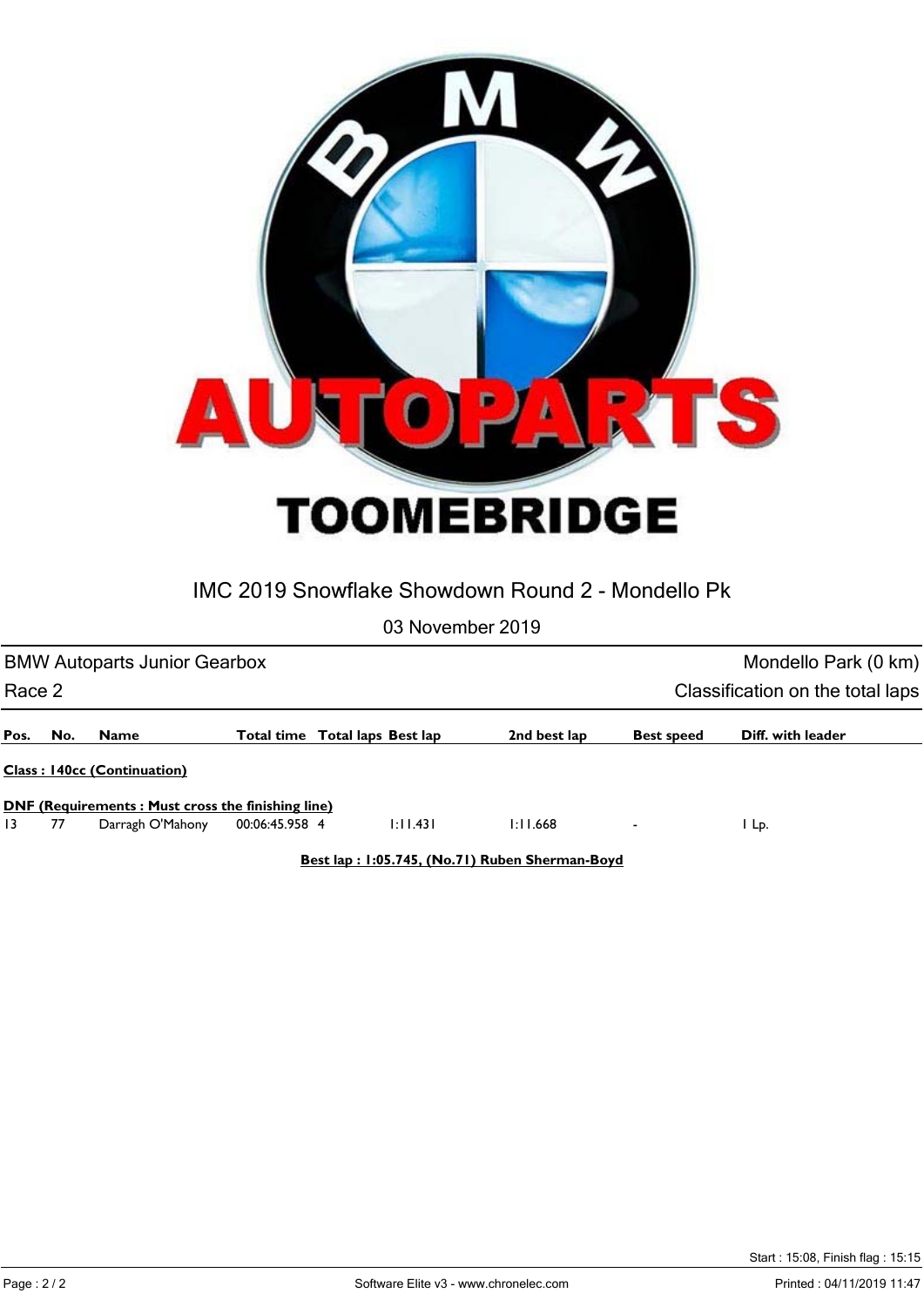# IMC 2019 Snowflake Showdown Round 2 - Mondello Pk

03 November 2019

BMW Autoparts Junior Gearbox — Mondello Park (0 km)

Race 2 — Classification on the total laps

| Pos. | No. | Name | Total time | Total laps | Best lap | 2nd best lap | Best speed | Diff. with leader |
|---|---|---|---|---|---|---|---|---|
| **Class : 140cc (Continuation)** | | | | | | | | |
| **DNF (Requirements : Must cross the finishing line)** | | | | | | | | |
| 13 | 77 | Darragh O'Mahony | 00:06:45.958 | 4 | 1:11.431 | 1:11.668 | - | 1 Lp. |

**Best lap : 1:05.745, (No.71) Ruben Sherman-Boyd**

Start : 15:08, Finish flag : 15:15